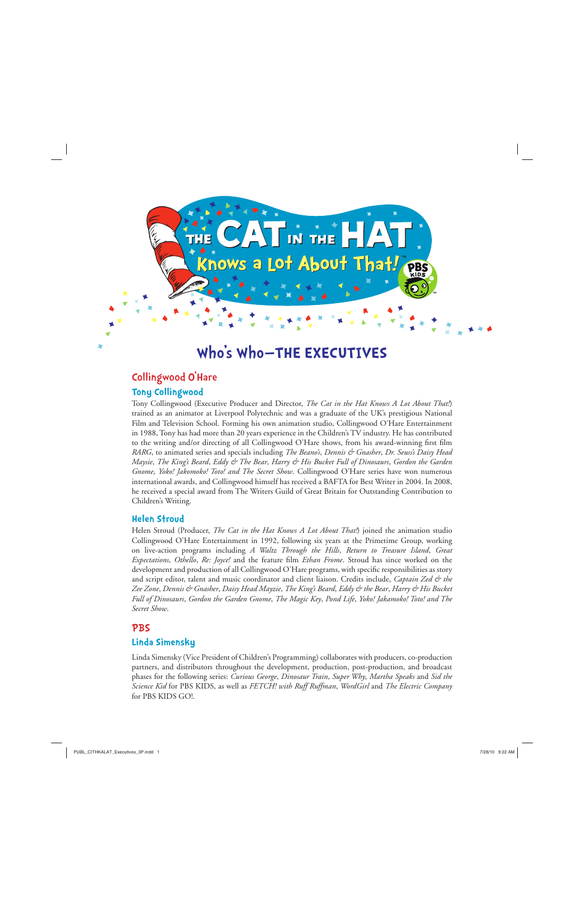# THE CAT IN THE HAT Knows a Lot About That!™

## Who's Who—THE EXECUTIVES

## Collingwood O'Hare

### Tony Collingwood

Tony Collingwood (Executive Producer and Director, *The Cat in the Hat Knows A Lot About That!*) trained as an animator at Liverpool Polytechnic and was a graduate of the UK's prestigious National Film and Television School. Forming his own animation studio, Collingwood O'Hare Entertainment in 1988, Tony has had more than 20 years experience in the Children's TV industry. He has contributed to the writing and/or directing of all Collingwood O'Hare shows, from his award-winning first film *RARG*, to animated series and specials including *The Beano's*, *Dennis & Gnasher*, *Dr. Seuss's Daisy Head Maysie*, *The King's Beard*, *Eddy & The Bear*, *Harry & His Bucket Full of Dinosaurs*, *Gordon the Garden Gnome*, *Yoko! Jakomoko! Toto! and The Secret Show*. Collingwood O'Hare series have won numerous international awards, and Collingwood himself has received a BAFTA for Best Writer in 2004. In 2008, he received a special award from The Writers Guild of Great Britain for Outstanding Contribution to Children's Writing.

### Helen Stroud

Helen Stroud (Producer, *The Cat in the Hat Knows A Lot About That!*) joined the animation studio Collingwood O'Hare Entertainment in 1992, following six years at the Primetime Group, working on live-action programs including *A Waltz Through the Hills*, *Return to Treasure Island*, *Great Expectations*, *Othello*, *Re: Joyce!* and the feature film *Ethan Frome*. Stroud has since worked on the development and production of all Collingwood O'Hare programs, with specific responsibilities as story and script editor, talent and music coordinator and client liaison. Credits include, *Captain Zed & the Zee Zone*, *Dennis & Gnasher*, *Daisy Head Mayzie*, *The King's Beard*, *Eddy & the Bear*, *Harry & His Bucket Full of Dinosaurs*, *Gordon the Garden Gnome*, *The Magic Key*, *Pond Life*, *Yoko! Jakamoko! Toto! and The Secret Show*.

## PBS

### Linda Simensky

Linda Simensky (Vice President of Children's Programming) collaborates with producers, co-production partners, and distributors throughout the development, production, post-production, and broadcast phases for the following series: *Curious George*, *Dinosaur Train*, *Super Why*, *Martha Speaks* and *Sid the Science Kid* for PBS KIDS, as well as *FETCH! with Ruff Ruffman*, *WordGirl* and *The Electric Company* for PBS KIDS GO!.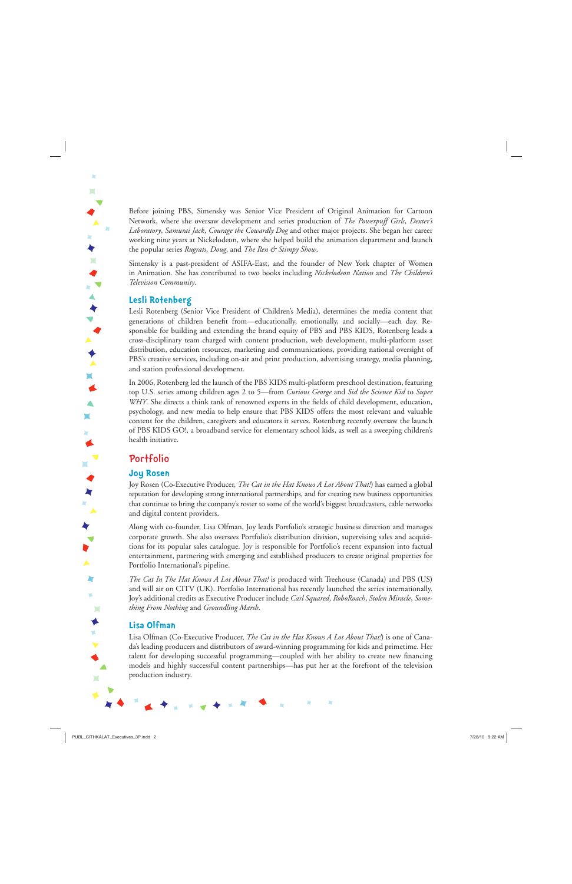Before joining PBS, Simensky was Senior Vice President of Original Animation for Cartoon Network, where she oversaw development and series production of *The Powerpuff Girls*, *Dexter's Laboratory*, *Samurai Jack*, *Courage the Cowardly Dog* and other major projects. She began her career working nine years at Nickelodeon, where she helped build the animation department and launch the popular series *Rugrats*, *Doug*, and *The Ren & Stimpy Show*.

Simensky is a past-president of ASIFA-East, and the founder of New York chapter of Women in Animation. She has contributed to two books including *Nickelodeon Nation* and *The Children's Television Community*.

### Lesli Rotenberg

Lesli Rotenberg (Senior Vice President of Children's Media), determines the media content that generations of children benefit from—educationally, emotionally, and socially—each day. Responsible for building and extending the brand equity of PBS and PBS KIDS, Rotenberg leads a cross-disciplinary team charged with content production, web development, multi-platform asset distribution, education resources, marketing and communications, providing national oversight of PBS's creative services, including on-air and print production, advertising strategy, media planning, and station professional development.

In 2006, Rotenberg led the launch of the PBS KIDS multi-platform preschool destination, featuring top U.S. series among children ages 2 to 5—from *Curious George* and *Sid the Science Kid* to *Super WHY*. She directs a think tank of renowned experts in the fields of child development, education, psychology, and new media to help ensure that PBS KIDS offers the most relevant and valuable content for the children, caregivers and educators it serves. Rotenberg recently oversaw the launch of PBS KIDS GO!, a broadband service for elementary school kids, as well as a sweeping children's health initiative.

## Portfolio

### Joy Rosen

Joy Rosen (Co-Executive Producer, *The Cat in the Hat Knows A Lot About That!*) has earned a global reputation for developing strong international partnerships, and for creating new business opportunities that continue to bring the company's roster to some of the world's biggest broadcasters, cable networks and digital content providers.

Along with co-founder, Lisa Olfman, Joy leads Portfolio's strategic business direction and manages corporate growth. She also oversees Portfolio's distribution division, supervising sales and acquisitions for its popular sales catalogue. Joy is responsible for Portfolio's recent expansion into factual entertainment, partnering with emerging and established producers to create original properties for Portfolio International's pipeline.

*The Cat In The Hat Knows A Lot About That!* is produced with Treehouse (Canada) and PBS (US) and will air on CITV (UK). Portfolio International has recently launched the series internationally. Joy's additional credits as Executive Producer include *Carl Squared*, *RoboRoach*, *Stolen Miracle*, *Something From Nothing* and *Groundling Marsh*.

### Lisa Olfman

Lisa Olfman (Co-Executive Producer, *The Cat in the Hat Knows A Lot About That!*) is one of Canada's leading producers and distributors of award-winning programming for kids and primetime. Her talent for developing successful programming—coupled with her ability to create new financing models and highly successful content partnerships—has put her at the forefront of the television production industry.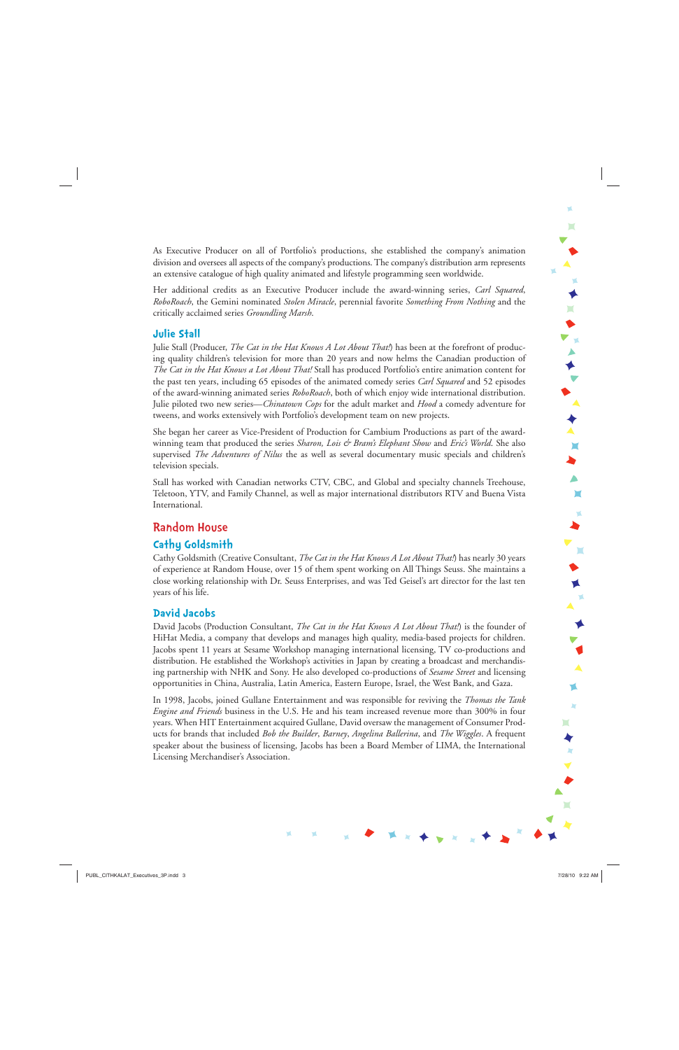As Executive Producer on all of Portfolio's productions, she established the company's animation division and oversees all aspects of the company's productions. The company's distribution arm represents an extensive catalogue of high quality animated and lifestyle programming seen worldwide.

Her additional credits as an Executive Producer include the award-winning series, *Carl Squared*, *RoboRoach*, the Gemini nominated *Stolen Miracle*, perennial favorite *Something From Nothing* and the critically acclaimed series *Groundling Marsh*.

### Julie Stall

Julie Stall (Producer, *The Cat in the Hat Knows A Lot About That!*) has been at the forefront of producing quality children's television for more than 20 years and now helms the Canadian production of *The Cat in the Hat Knows a Lot About That!* Stall has produced Portfolio's entire animation content for the past ten years, including 65 episodes of the animated comedy series *Carl Squared* and 52 episodes of the award-winning animated series *RoboRoach*, both of which enjoy wide international distribution. Julie piloted two new series—*Chinatown Cops* for the adult market and *Hood* a comedy adventure for tweens, and works extensively with Portfolio's development team on new projects.

She began her career as Vice-President of Production for Cambium Productions as part of the award-winning team that produced the series *Sharon, Lois & Bram's Elephant Show* and *Eric's World*. She also supervised *The Adventures of Nilus* the as well as several documentary music specials and children's television specials.

Stall has worked with Canadian networks CTV, CBC, and Global and specialty channels Treehouse, Teletoon, YTV, and Family Channel, as well as major international distributors RTV and Buena Vista International.

## Random House

### Cathy Goldsmith

Cathy Goldsmith (Creative Consultant, *The Cat in the Hat Knows A Lot About That!*) has nearly 30 years of experience at Random House, over 15 of them spent working on All Things Seuss. She maintains a close working relationship with Dr. Seuss Enterprises, and was Ted Geisel's art director for the last ten years of his life.

### David Jacobs

David Jacobs (Production Consultant, *The Cat in the Hat Knows A Lot About That!*) is the founder of HiHat Media, a company that develops and manages high quality, media-based projects for children. Jacobs spent 11 years at Sesame Workshop managing international licensing, TV co-productions and distribution. He established the Workshop's activities in Japan by creating a broadcast and merchandising partnership with NHK and Sony. He also developed co-productions of *Sesame Street* and licensing opportunities in China, Australia, Latin America, Eastern Europe, Israel, the West Bank, and Gaza.

In 1998, Jacobs, joined Gullane Entertainment and was responsible for reviving the *Thomas the Tank Engine and Friends* business in the U.S. He and his team increased revenue more than 300% in four years. When HIT Entertainment acquired Gullane, David oversaw the management of Consumer Products for brands that included *Bob the Builder*, *Barney*, *Angelina Ballerina*, and *The Wiggles*. A frequent speaker about the business of licensing, Jacobs has been a Board Member of LIMA, the International Licensing Merchandiser's Association.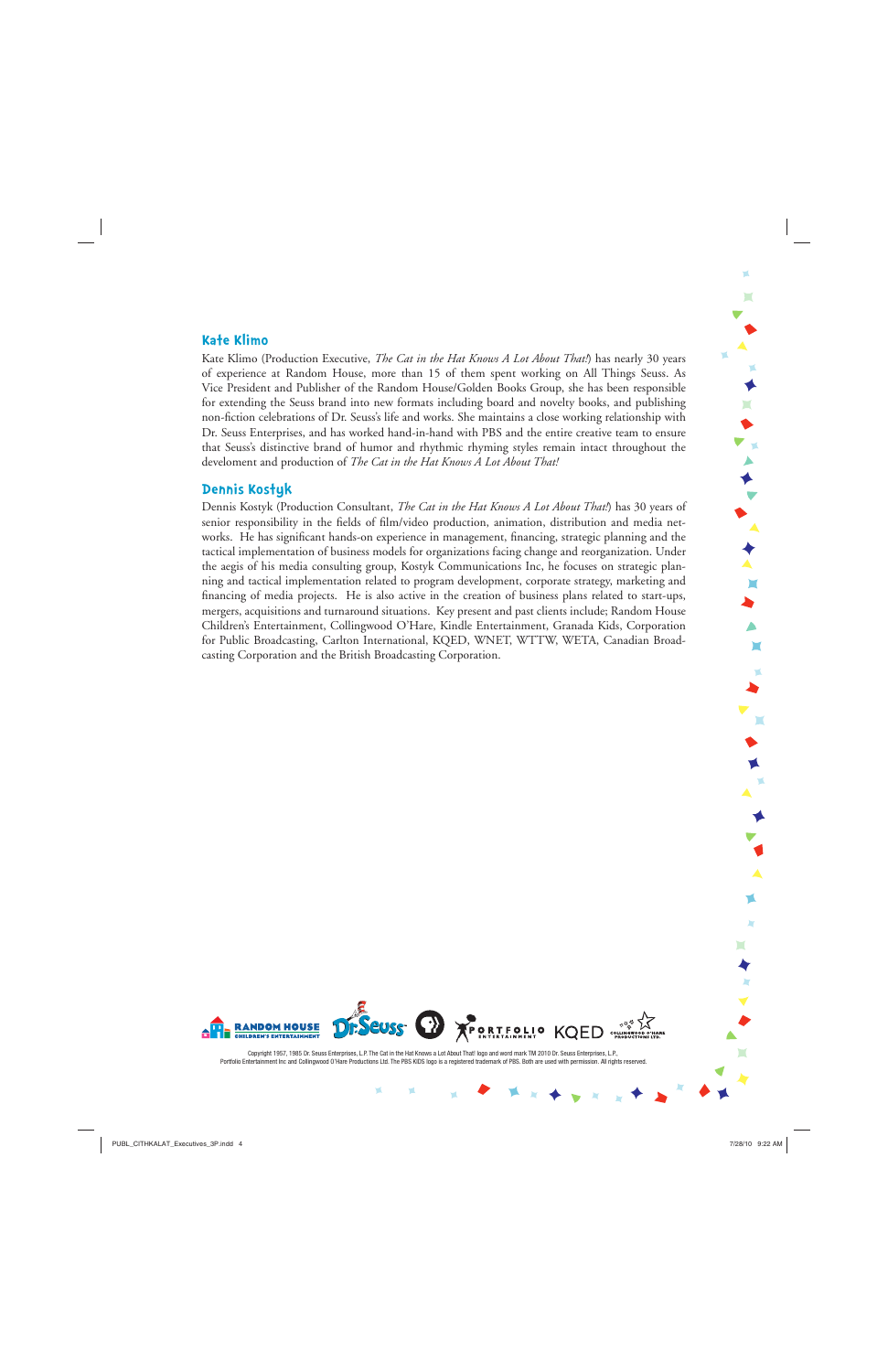## Kate Klimo

Kate Klimo (Production Executive, *The Cat in the Hat Knows A Lot About That!*) has nearly 30 years of experience at Random House, more than 15 of them spent working on All Things Seuss. As Vice President and Publisher of the Random House/Golden Books Group, she has been responsible for extending the Seuss brand into new formats including board and novelty books, and publishing non-fiction celebrations of Dr. Seuss's life and works. She maintains a close working relationship with Dr. Seuss Enterprises, and has worked hand-in-hand with PBS and the entire creative team to ensure that Seuss's distinctive brand of humor and rhythmic rhyming styles remain intact throughout the develoment and production of *The Cat in the Hat Knows A Lot About That!*

## Dennis Kostyk

Dennis Kostyk (Production Consultant, *The Cat in the Hat Knows A Lot About That!*) has 30 years of senior responsibility in the fields of film/video production, animation, distribution and media networks. He has significant hands-on experience in management, financing, strategic planning and the tactical implementation of business models for organizations facing change and reorganization. Under the aegis of his media consulting group, Kostyk Communications Inc, he focuses on strategic planning and tactical implementation related to program development, corporate strategy, marketing and financing of media projects. He is also active in the creation of business plans related to start-ups, mergers, acquisitions and turnaround situations. Key present and past clients include; Random House Children's Entertainment, Collingwood O'Hare, Kindle Entertainment, Granada Kids, Corporation for Public Broadcasting, Carlton International, KQED, WNET, WTTW, WETA, Canadian Broadcasting Corporation and the British Broadcasting Corporation.

Copyright 1957, 1985 Dr. Seuss Enterprises, L.P. The Cat in the Hat Knows a Lot About That! logo and word mark TM 2010 Dr. Seuss Enterprises, L.P., Portfolio Entertainment Inc and Collingwood O'Hare Productions Ltd. The PBS KIDS logo is a registered trademark of PBS. Both are used with permission. All rights reserved.